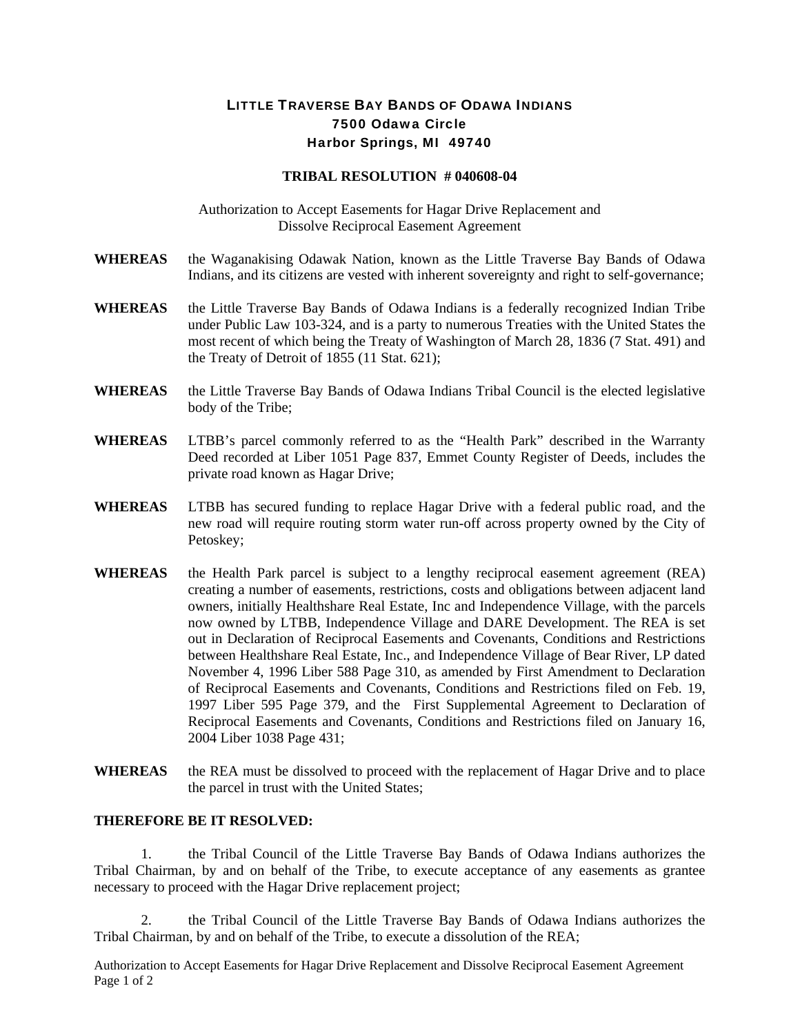# LITTLE TRAVERSE BAY BANDS OF ODAWA INDIANS
**7500 Odawa Circle**
**Harbor Springs, MI 49740**

## TRIBAL RESOLUTION # 040608-04

Authorization to Accept Easements for Hagar Drive Replacement and Dissolve Reciprocal Easement Agreement

**WHEREAS** the Waganakising Odawak Nation, known as the Little Traverse Bay Bands of Odawa Indians, and its citizens are vested with inherent sovereignty and right to self-governance;

**WHEREAS** the Little Traverse Bay Bands of Odawa Indians is a federally recognized Indian Tribe under Public Law 103-324, and is a party to numerous Treaties with the United States the most recent of which being the Treaty of Washington of March 28, 1836 (7 Stat. 491) and the Treaty of Detroit of 1855 (11 Stat. 621);

**WHEREAS** the Little Traverse Bay Bands of Odawa Indians Tribal Council is the elected legislative body of the Tribe;

**WHEREAS** LTBB's parcel commonly referred to as the "Health Park" described in the Warranty Deed recorded at Liber 1051 Page 837, Emmet County Register of Deeds, includes the private road known as Hagar Drive;

**WHEREAS** LTBB has secured funding to replace Hagar Drive with a federal public road, and the new road will require routing storm water run-off across property owned by the City of Petoskey;

**WHEREAS** the Health Park parcel is subject to a lengthy reciprocal easement agreement (REA) creating a number of easements, restrictions, costs and obligations between adjacent land owners, initially Healthshare Real Estate, Inc and Independence Village, with the parcels now owned by LTBB, Independence Village and DARE Development. The REA is set out in Declaration of Reciprocal Easements and Covenants, Conditions and Restrictions between Healthshare Real Estate, Inc., and Independence Village of Bear River, LP dated November 4, 1996 Liber 588 Page 310, as amended by First Amendment to Declaration of Reciprocal Easements and Covenants, Conditions and Restrictions filed on Feb. 19, 1997 Liber 595 Page 379, and the First Supplemental Agreement to Declaration of Reciprocal Easements and Covenants, Conditions and Restrictions filed on January 16, 2004 Liber 1038 Page 431;

**WHEREAS** the REA must be dissolved to proceed with the replacement of Hagar Drive and to place the parcel in trust with the United States;

**THEREFORE BE IT RESOLVED:**

1. the Tribal Council of the Little Traverse Bay Bands of Odawa Indians authorizes the Tribal Chairman, by and on behalf of the Tribe, to execute acceptance of any easements as grantee necessary to proceed with the Hagar Drive replacement project;

2. the Tribal Council of the Little Traverse Bay Bands of Odawa Indians authorizes the Tribal Chairman, by and on behalf of the Tribe, to execute a dissolution of the REA;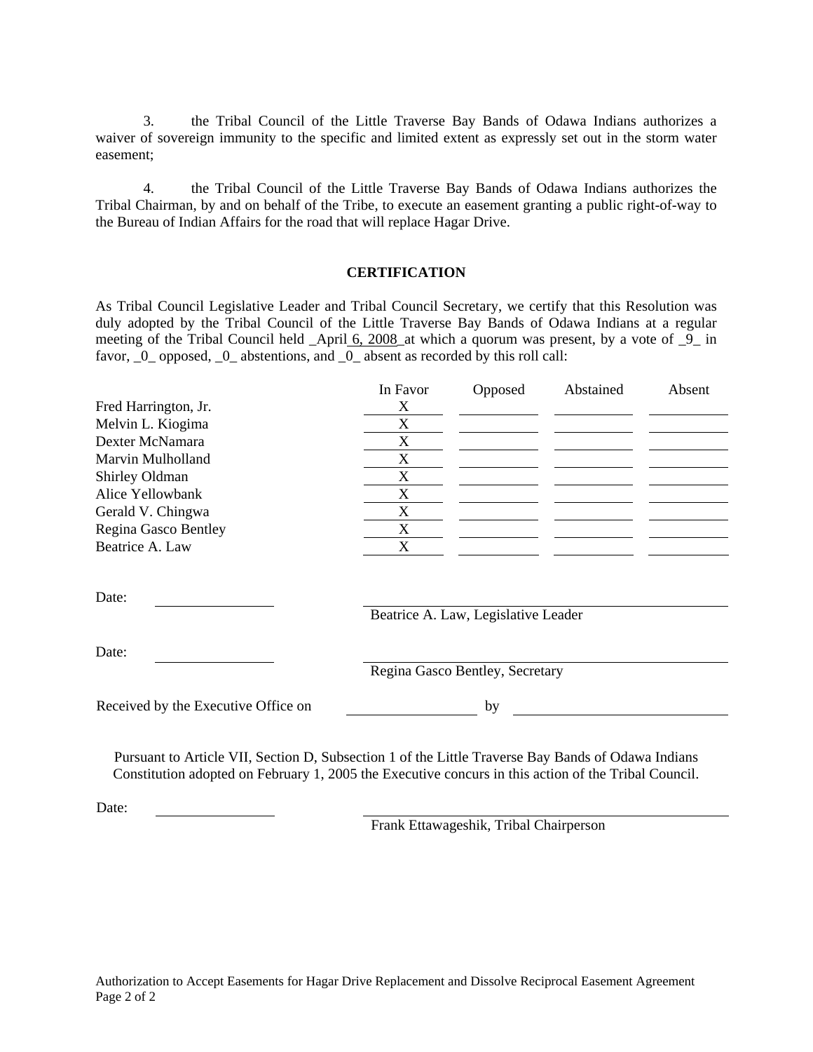3. the Tribal Council of the Little Traverse Bay Bands of Odawa Indians authorizes a waiver of sovereign immunity to the specific and limited extent as expressly set out in the storm water easement;

4. the Tribal Council of the Little Traverse Bay Bands of Odawa Indians authorizes the Tribal Chairman, by and on behalf of the Tribe, to execute an easement granting a public right-of-way to the Bureau of Indian Affairs for the road that will replace Hagar Drive.

**CERTIFICATION**

As Tribal Council Legislative Leader and Tribal Council Secretary, we certify that this Resolution was duly adopted by the Tribal Council of the Little Traverse Bay Bands of Odawa Indians at a regular meeting of the Tribal Council held _April 6, 2008_ at which a quorum was present, by a vote of _9_ in favor, _0_ opposed, _0_ abstentions, and _0_ absent as recorded by this roll call:

| | In Favor | Opposed | Abstained | Absent |
|---|---|---|---|---|
| Fred Harrington, Jr. | X | | | |
| Melvin L. Kiogima | X | | | |
| Dexter McNamara | X | | | |
| Marvin Mulholland | X | | | |
| Shirley Oldman | X | | | |
| Alice Yellowbank | X | | | |
| Gerald V. Chingwa | X | | | |
| Regina Gasco Bentley | X | | | |
| Beatrice A. Law | X | | | |

Date: ______________ ______________________________
Beatrice A. Law, Legislative Leader

Date: ______________ ______________________________
Regina Gasco Bentley, Secretary

Received by the Executive Office on ______________ by ______________________

Pursuant to Article VII, Section D, Subsection 1 of the Little Traverse Bay Bands of Odawa Indians Constitution adopted on February 1, 2005 the Executive concurs in this action of the Tribal Council.

Date: ______________ ______________________________
Frank Ettawageshik, Tribal Chairperson

Authorization to Accept Easements for Hagar Drive Replacement and Dissolve Reciprocal Easement Agreement